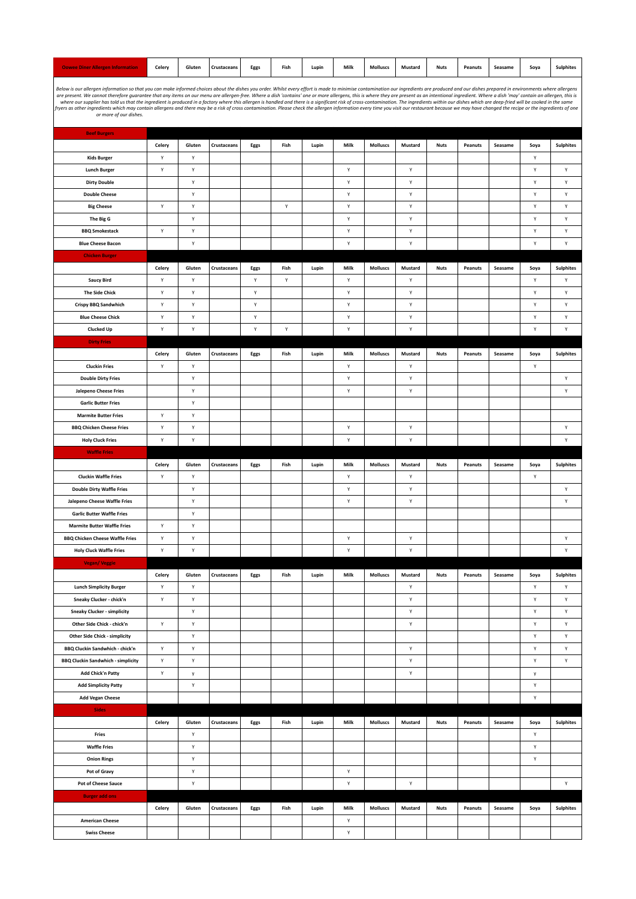| Oowee Diner Allergen Information | Celery | Gluten | Crustaceans | Eggs | Fish | Lupin | Milk | Molluscs | Mustard | Nuts | Peanuts | Seasame | Soya | Sulphites |
|---|---|---|---|---|---|---|---|---|---|---|---|---|---|---|

*Below is our allergen information so that you can make informed choices about the dishes you order. Whilst every effort is made to minimise contamination our ingredients are produced and our dishes prepared in environments where allergens are present. We cannot therefore guarantee that any items on our menu are allergen-free. Where a dish 'contains' one or more allergens, this is where they are present as an intentional ingredient. Where a dish 'may' contain an allergen, this is where our supplier has told us that the ingredient is produced in a factory where this allergen is handled and there is a significant risk of cross-contamination. The ingredients within our dishes which are deep-fried will be cooked in the same fryers as other ingredients which may contain allergens and there may be a risk of cross contamination. Please check the allergen information every time you visit our restaurant because we may have changed the recipe or the ingredients of one or more of our dishes.*

| Beef Burgers | Celery | Gluten | Crustaceans | Eggs | Fish | Lupin | Milk | Molluscs | Mustard | Nuts | Peanuts | Seasame | Soya | Sulphites |
|---|---|---|---|---|---|---|---|---|---|---|---|---|---|---|
| Kids Burger | Y | Y | | | | | | | | | | | Y | |
| Lunch Burger | Y | Y | | | | | Y | | Y | | | | Y | Y |
| Dirty Double | | Y | | | | | Y | | Y | | | | Y | Y |
| Double Cheese | | Y | | | | | Y | | Y | | | | Y | Y |
| Big Cheese | Y | Y | | | Y | | Y | | Y | | | | Y | Y |
| The Big G | | Y | | | | | Y | | Y | | | | Y | Y |
| BBQ Smokestack | Y | Y | | | | | Y | | Y | | | | Y | Y |
| Blue Cheese Bacon | | Y | | | | | Y | | Y | | | | Y | Y |

| Chicken Burger | Celery | Gluten | Crustaceans | Eggs | Fish | Lupin | Milk | Molluscs | Mustard | Nuts | Peanuts | Seasame | Soya | Sulphites |
|---|---|---|---|---|---|---|---|---|---|---|---|---|---|---|
| Saucy Bird | Y | Y | | Y | Y | | Y | | Y | | | | Y | Y |
| The Side Chick | Y | Y | | Y | | | Y | | Y | | | | Y | Y |
| Crispy BBQ Sandwhich | Y | Y | | Y | | | Y | | Y | | | | Y | Y |
| Blue Cheese Chick | Y | Y | | Y | | | Y | | Y | | | | Y | Y |
| Clucked Up | Y | Y | | Y | Y | | Y | | Y | | | | Y | Y |

| Dirty Fries | Celery | Gluten | Crustaceans | Eggs | Fish | Lupin | Milk | Molluscs | Mustard | Nuts | Peanuts | Seasame | Soya | Sulphites |
|---|---|---|---|---|---|---|---|---|---|---|---|---|---|---|
| Cluckin Fries | Y | Y | | | | | Y | | Y | | | | Y | |
| Double Dirty Fries | | Y | | | | | Y | | Y | | | | | Y |
| Jalepeno Cheese Fries | | Y | | | | | Y | | Y | | | | | Y |
| Garlic Butter Fries | | Y | | | | | | | | | | | | |
| Marmite Butter Fries | Y | Y | | | | | | | | | | | | |
| BBQ Chicken Cheese Fries | Y | Y | | | | | Y | | Y | | | | | Y |
| Holy Cluck Fries | Y | Y | | | | | Y | | Y | | | | | Y |

| Waffle Fries | Celery | Gluten | Crustaceans | Eggs | Fish | Lupin | Milk | Molluscs | Mustard | Nuts | Peanuts | Seasame | Soya | Sulphites |
|---|---|---|---|---|---|---|---|---|---|---|---|---|---|---|
| Cluckin Waffle Fries | Y | Y | | | | | Y | | Y | | | | Y | |
| Double Dirty Waffle Fries | | Y | | | | | Y | | Y | | | | | Y |
| Jalepeno Cheese Waffle Fries | | Y | | | | | Y | | Y | | | | | Y |
| Garlic Butter Waffle Fries | | Y | | | | | | | | | | | | |
| Marmite Butter Waffle Fries | Y | Y | | | | | | | | | | | | |
| BBQ Chicken Cheese Waffle Fries | Y | Y | | | | | Y | | Y | | | | | Y |
| Holy Cluck Waffle Fries | Y | Y | | | | | Y | | Y | | | | | Y |

| Vegan/ Veggie | Celery | Gluten | Crustaceans | Eggs | Fish | Lupin | Milk | Molluscs | Mustard | Nuts | Peanuts | Seasame | Soya | Sulphites |
|---|---|---|---|---|---|---|---|---|---|---|---|---|---|---|
| Lunch Simplicity Burger | Y | Y | | | | | | | Y | | | | Y | Y |
| Sneaky Clucker - chick'n | Y | Y | | | | | | | Y | | | | Y | Y |
| Sneaky Clucker - simplicity | | Y | | | | | | | Y | | | | Y | Y |
| Other Side Chick - chick'n | Y | Y | | | | | | | Y | | | | Y | Y |
| Other Side Chick - simplicity | | Y | | | | | | | | | | | Y | Y |
| BBQ Cluckin Sandwhich - chick'n | Y | Y | | | | | | | Y | | | | Y | Y |
| BBQ Cluckin Sandwhich - simplicity | Y | Y | | | | | | | Y | | | | Y | Y |
| Add Chick'n Patty | Y | y | | | | | | | Y | | | | y | |
| Add Simplicity Patty | | Y | | | | | | | | | | | Y | |
| Add Vegan Cheese | | | | | | | | | | | | | Y | |

| Sides | Celery | Gluten | Crustaceans | Eggs | Fish | Lupin | Milk | Molluscs | Mustard | Nuts | Peanuts | Seasame | Soya | Sulphites |
|---|---|---|---|---|---|---|---|---|---|---|---|---|---|---|
| Fries | | Y | | | | | | | | | | | Y | |
| Waffle Fries | | Y | | | | | | | | | | | Y | |
| Onion Rings | | Y | | | | | | | | | | | Y | |
| Pot of Gravy | | Y | | | | | Y | | | | | | | |
| Pot of Cheese Sauce | | Y | | | | | Y | | Y | | | | | Y |

| Burger add ons | Celery | Gluten | Crustaceans | Eggs | Fish | Lupin | Milk | Molluscs | Mustard | Nuts | Peanuts | Seasame | Soya | Sulphites |
|---|---|---|---|---|---|---|---|---|---|---|---|---|---|---|
| American Cheese | | | | | | | Y | | | | | | | |
| Swiss Cheese | | | | | | | Y | | | | | | | |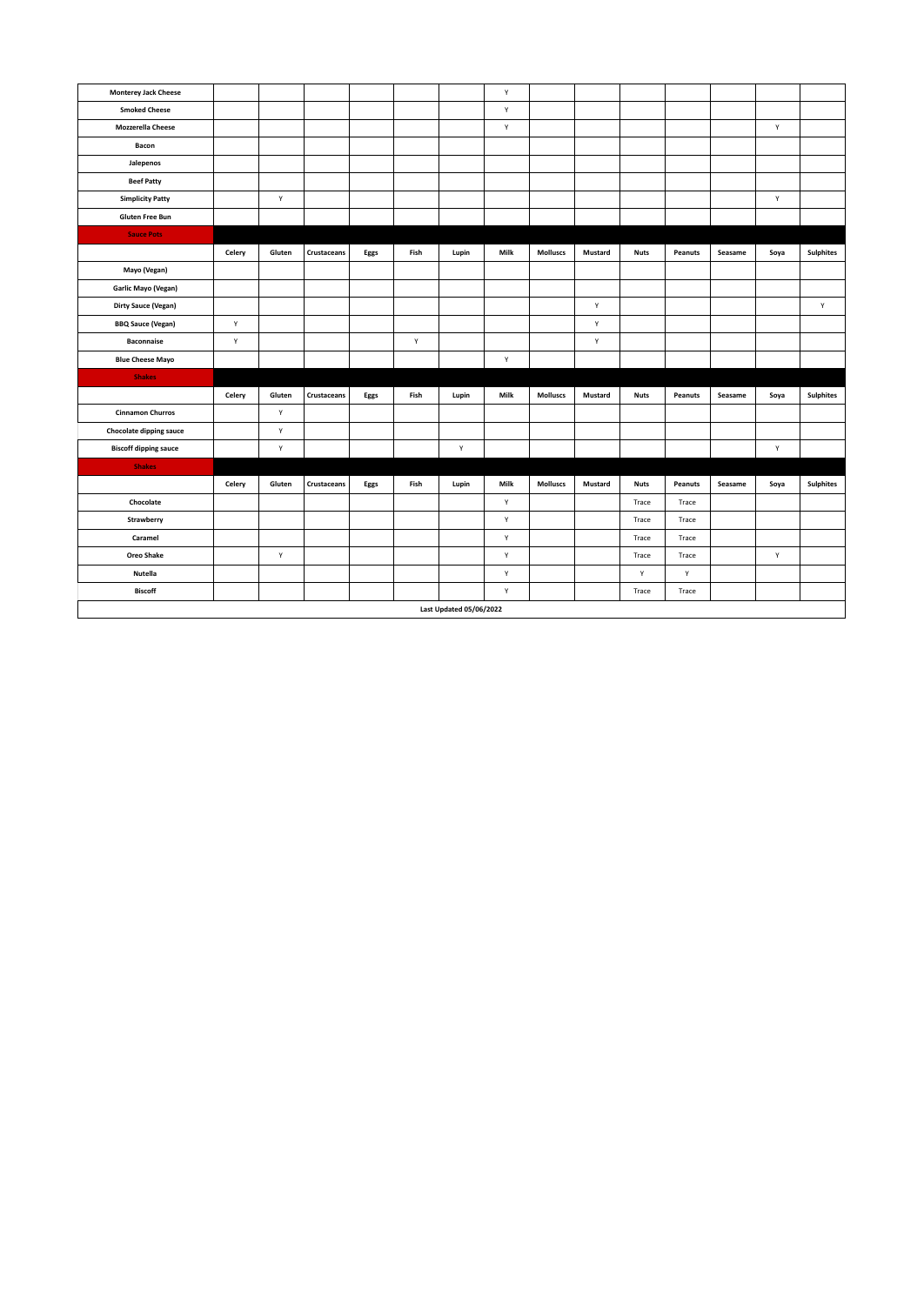| | | | | | | | | | | | | | | |
|---|---|---|---|---|---|---|---|---|---|---|---|---|---|---|
| **Monterey Jack Cheese** | | | | | | | Y | | | | | | | |
| **Smoked Cheese** | | | | | | | Y | | | | | | | |
| **Mozzerella Cheese** | | | | | | | Y | | | | | | Y | |
| **Bacon** | | | | | | | | | | | | | | |
| **Jalepenos** | | | | | | | | | | | | | | |
| **Beef Patty** | | | | | | | | | | | | | | |
| **Simplicity Patty** | | Y | | | | | | | | | | | Y | |
| **Gluten Free Bun** | | | | | | | | | | | | | | |
| **Sauce Pots** | | | | | | | | | | | | | | |
| | **Celery** | **Gluten** | **Crustaceans** | **Eggs** | **Fish** | **Lupin** | **Milk** | **Molluscs** | **Mustard** | **Nuts** | **Peanuts** | **Seasame** | **Soya** | **Sulphites** |
| **Mayo (Vegan)** | | | | | | | | | | | | | | |
| **Garlic Mayo (Vegan)** | | | | | | | | | | | | | | |
| **Dirty Sauce (Vegan)** | | | | | | | | | Y | | | | | Y |
| **BBQ Sauce (Vegan)** | Y | | | | | | | | Y | | | | | |
| **Baconnaise** | Y | | | | Y | | | | Y | | | | | |
| **Blue Cheese Mayo** | | | | | | | Y | | | | | | | |
| **Shakes** | | | | | | | | | | | | | | |
| | **Celery** | **Gluten** | **Crustaceans** | **Eggs** | **Fish** | **Lupin** | **Milk** | **Molluscs** | **Mustard** | **Nuts** | **Peanuts** | **Seasame** | **Soya** | **Sulphites** |
| **Cinnamon Churros** | | Y | | | | | | | | | | | | |
| **Chocolate dipping sauce** | | Y | | | | | | | | | | | | |
| **Biscoff dipping sauce** | | Y | | | | Y | | | | | | | Y | |
| **Shakes** | | | | | | | | | | | | | | |
| | **Celery** | **Gluten** | **Crustaceans** | **Eggs** | **Fish** | **Lupin** | **Milk** | **Molluscs** | **Mustard** | **Nuts** | **Peanuts** | **Seasame** | **Soya** | **Sulphites** |
| **Chocolate** | | | | | | | Y | | | Trace | Trace | | | |
| **Strawberry** | | | | | | | Y | | | Trace | Trace | | | |
| **Caramel** | | | | | | | Y | | | Trace | Trace | | | |
| **Oreo Shake** | | Y | | | | | Y | | | Trace | Trace | | Y | |
| **Nutella** | | | | | | | Y | | | Y | Y | | | |
| **Biscoff** | | | | | | | Y | | | Trace | Trace | | | |

**Last Updated 05/06/2022**